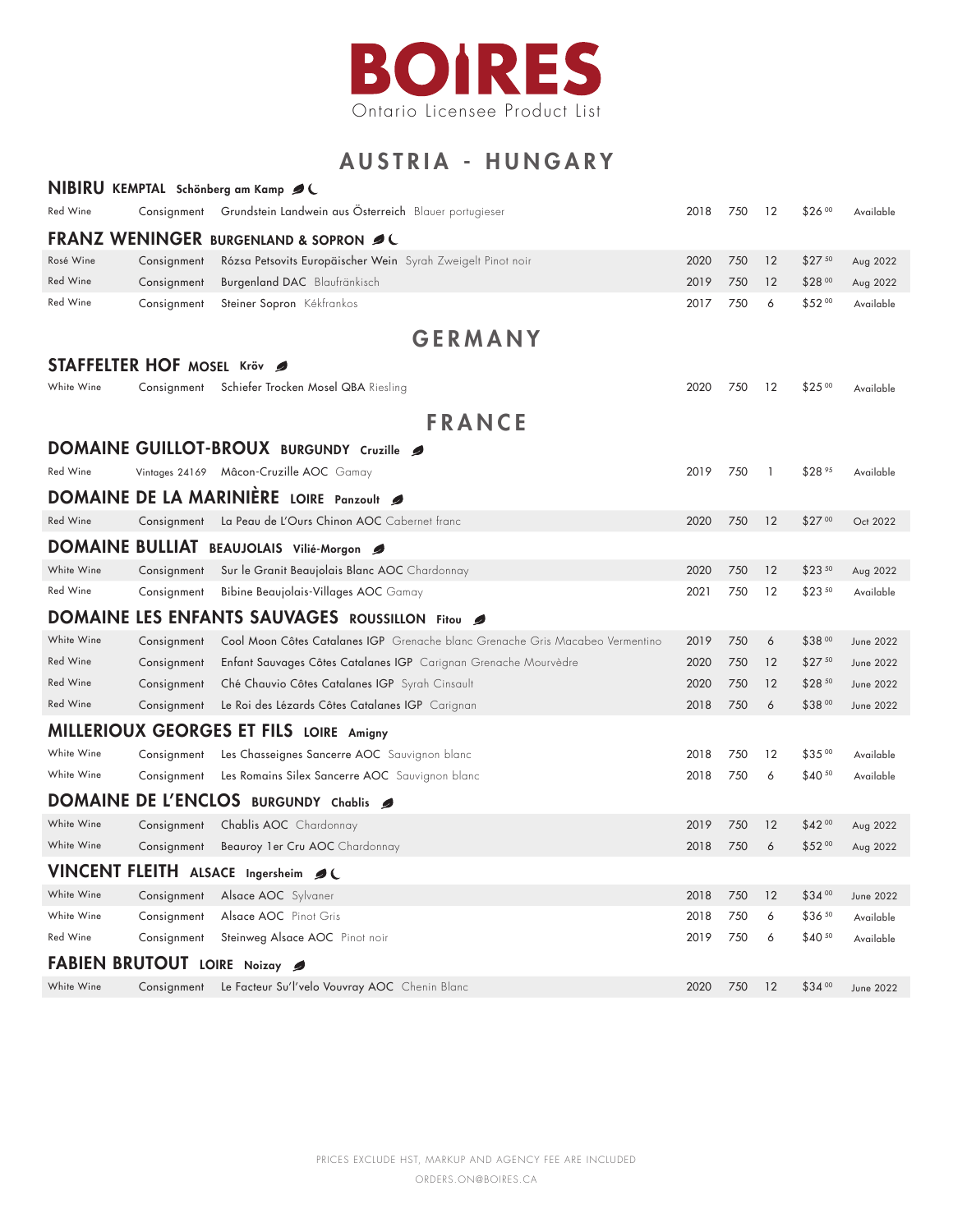# BOIRES

Ontario Licensee Product List

## AUSTRIA - HUNGARY

### NIBIRU KEMPTAL Schönberg am Kamp

| Type | Source | Product | Vintage | Size | Qty | Price | Availability |
|---|---|---|---|---|---|---|---|
| Red Wine | Consignment | Grundstein Landwein aus Österreich Blauer portugieser | 2018 | 750 | 12 | $26.00 | Available |

### FRANZ WENINGER BURGENLAND & SOPRON

| Type | Source | Product | Vintage | Size | Qty | Price | Availability |
|---|---|---|---|---|---|---|---|
| Rosé Wine | Consignment | Rózsa Petsovits Europäischer Wein Syrah Zweigelt Pinot noir | 2020 | 750 | 12 | $27.50 | Aug 2022 |
| Red Wine | Consignment | Burgenland DAC Blaufränkisch | 2019 | 750 | 12 | $28.00 | Aug 2022 |
| Red Wine | Consignment | Steiner Sopron Kékfrankos | 2017 | 750 | 6 | $52.00 | Available |

## GERMANY

### STAFFELTER HOF MOSEL Kröv

| Type | Source | Product | Vintage | Size | Qty | Price | Availability |
|---|---|---|---|---|---|---|---|
| White Wine | Consignment | Schiefer Trocken Mosel QBA Riesling | 2020 | 750 | 12 | $25.00 | Available |

## FRANCE

### DOMAINE GUILLOT-BROUX BURGUNDY Cruzille

| Type | Source | Product | Vintage | Size | Qty | Price | Availability |
|---|---|---|---|---|---|---|---|
| Red Wine | Vintages 24169 | Mâcon-Cruzille AOC Gamay | 2019 | 750 | 1 | $28.95 | Available |

### DOMAINE DE LA MARINIÈRE LOIRE Panzoult

| Type | Source | Product | Vintage | Size | Qty | Price | Availability |
|---|---|---|---|---|---|---|---|
| Red Wine | Consignment | La Peau de L'Ours Chinon AOC Cabernet franc | 2020 | 750 | 12 | $27.00 | Oct 2022 |

### DOMAINE BULLIAT BEAUJOLAIS Vilié-Morgon

| Type | Source | Product | Vintage | Size | Qty | Price | Availability |
|---|---|---|---|---|---|---|---|
| White Wine | Consignment | Sur le Granit Beaujolais Blanc AOC Chardonnay | 2020 | 750 | 12 | $23.50 | Aug 2022 |
| Red Wine | Consignment | Bibine Beaujolais-Villages AOC Gamay | 2021 | 750 | 12 | $23.50 | Available |

### DOMAINE LES ENFANTS SAUVAGES ROUSSILLON Fitou

| Type | Source | Product | Vintage | Size | Qty | Price | Availability |
|---|---|---|---|---|---|---|---|
| White Wine | Consignment | Cool Moon Côtes Catalanes IGP Grenache blanc Grenache Gris Macabeo Vermentino | 2019 | 750 | 6 | $38.00 | June 2022 |
| Red Wine | Consignment | Enfant Sauvages Côtes Catalanes IGP Carignan Grenache Mourvèdre | 2020 | 750 | 12 | $27.50 | June 2022 |
| Red Wine | Consignment | Ché Chauvio Côtes Catalanes IGP Syrah Cinsault | 2020 | 750 | 12 | $28.50 | June 2022 |
| Red Wine | Consignment | Le Roi des Lézards Côtes Catalanes IGP Carignan | 2018 | 750 | 6 | $38.00 | June 2022 |

### MILLERIOUX GEORGES ET FILS LOIRE Amigny

| Type | Source | Product | Vintage | Size | Qty | Price | Availability |
|---|---|---|---|---|---|---|---|
| White Wine | Consignment | Les Chasseignes Sancerre AOC Sauvignon blanc | 2018 | 750 | 12 | $35.00 | Available |
| White Wine | Consignment | Les Romains Silex Sancerre AOC Sauvignon blanc | 2018 | 750 | 6 | $40.50 | Available |

### DOMAINE DE L'ENCLOS BURGUNDY Chablis

| Type | Source | Product | Vintage | Size | Qty | Price | Availability |
|---|---|---|---|---|---|---|---|
| White Wine | Consignment | Chablis AOC Chardonnay | 2019 | 750 | 12 | $42.00 | Aug 2022 |
| White Wine | Consignment | Beauroy 1er Cru AOC Chardonnay | 2018 | 750 | 6 | $52.00 | Aug 2022 |

### VINCENT FLEITH ALSACE Ingersheim

| Type | Source | Product | Vintage | Size | Qty | Price | Availability |
|---|---|---|---|---|---|---|---|
| White Wine | Consignment | Alsace AOC Sylvaner | 2018 | 750 | 12 | $34.00 | June 2022 |
| White Wine | Consignment | Alsace AOC Pinot Gris | 2018 | 750 | 6 | $36.50 | Available |
| Red Wine | Consignment | Steinweg Alsace AOC Pinot noir | 2019 | 750 | 6 | $40.50 | Available |

### FABIEN BRUTOUT LOIRE Noizay

| Type | Source | Product | Vintage | Size | Qty | Price | Availability |
|---|---|---|---|---|---|---|---|
| White Wine | Consignment | Le Facteur Su'l'velo Vouvray AOC Chenin Blanc | 2020 | 750 | 12 | $34.00 | June 2022 |

PRICES EXCLUDE HST, MARKUP AND AGENCY FEE ARE INCLUDED

ORDERS.ON@BOIRES.CA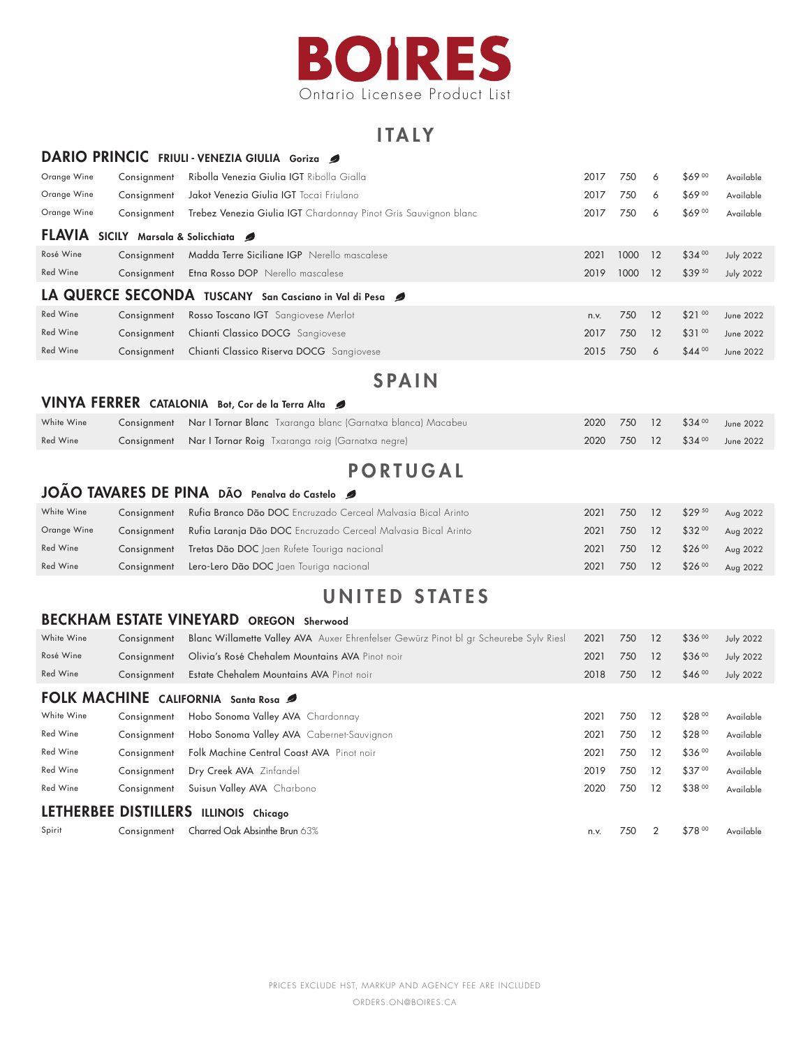# BOIRES

Ontario Licensee Product List

## ITALY

### DARIO PRINCIC FRIULI - VENEZIA GIULIA Goriza

| | | | | | | | |
|---|---|---|---|---|---|---|---|
| Orange Wine | Consignment | Ribolla Venezia Giulia IGT Ribolla Gialla | 2017 | 750 | 6 | $69.00 | Available |
| Orange Wine | Consignment | Jakot Venezia Giulia IGT Tocai Friulano | 2017 | 750 | 6 | $69.00 | Available |
| Orange Wine | Consignment | Trebez Venezia Giulia IGT Chardonnay Pinot Gris Sauvignon blanc | 2017 | 750 | 6 | $69.00 | Available |

### FLAVIA SICILY Marsala & Solicchiata

| | | | | | | | |
|---|---|---|---|---|---|---|---|
| Rosé Wine | Consignment | Madda Terre Siciliane IGP Nerello mascalese | 2021 | 1000 | 12 | $34.00 | July 2022 |
| Red Wine | Consignment | Etna Rosso DOP Nerello mascalese | 2019 | 1000 | 12 | $39.50 | July 2022 |

### LA QUERCE SECONDA TUSCANY San Casciano in Val di Pesa

| | | | | | | | |
|---|---|---|---|---|---|---|---|
| Red Wine | Consignment | Rosso Toscano IGT Sangiovese Merlot | n.v. | 750 | 12 | $21.00 | June 2022 |
| Red Wine | Consignment | Chianti Classico DOCG Sangiovese | 2017 | 750 | 12 | $31.00 | June 2022 |
| Red Wine | Consignment | Chianti Classico Riserva DOCG Sangiovese | 2015 | 750 | 6 | $44.00 | June 2022 |

## SPAIN

### VINYA FERRER CATALONIA Bot, Cor de la Terra Alta

| | | | | | | | |
|---|---|---|---|---|---|---|---|
| White Wine | Consignment | Nar I Tornar Blanc Txaranga blanc (Garnatxa blanca) Macabeu | 2020 | 750 | 12 | $34.00 | June 2022 |
| Red Wine | Consignment | Nar I Tornar Roig Txaranga roig (Garnatxa negre) | 2020 | 750 | 12 | $34.00 | June 2022 |

## PORTUGAL

### JOÃO TAVARES DE PINA DÃO Penalva do Castelo

| | | | | | | | |
|---|---|---|---|---|---|---|---|
| White Wine | Consignment | Rufia Branco Dão DOC Encruzado Cerceal Malvasia Bical Arinto | 2021 | 750 | 12 | $29.50 | Aug 2022 |
| Orange Wine | Consignment | Rufia Laranja Dão DOC Encruzado Cerceal Malvasia Bical Arinto | 2021 | 750 | 12 | $32.00 | Aug 2022 |
| Red Wine | Consignment | Tretas Dão DOC Jaen Rufete Touriga nacional | 2021 | 750 | 12 | $26.00 | Aug 2022 |
| Red Wine | Consignment | Lero-Lero Dão DOC Jaen Touriga nacional | 2021 | 750 | 12 | $26.00 | Aug 2022 |

## UNITED STATES

### BECKHAM ESTATE VINEYARD OREGON Sherwood

| | | | | | | | |
|---|---|---|---|---|---|---|---|
| White Wine | Consignment | Blanc Willamette Valley AVA Auxer Ehrenfelser Gewürz Pinot bl gr Scheurebe Sylv Riesl | 2021 | 750 | 12 | $36.00 | July 2022 |
| Rosé Wine | Consignment | Olivia's Rosé Chehalem Mountains AVA Pinot noir | 2021 | 750 | 12 | $36.00 | July 2022 |
| Red Wine | Consignment | Estate Chehalem Mountains AVA Pinot noir | 2018 | 750 | 12 | $46.00 | July 2022 |

### FOLK MACHINE CALIFORNIA Santa Rosa

| | | | | | | | |
|---|---|---|---|---|---|---|---|
| White Wine | Consignment | Hobo Sonoma Valley AVA Chardonnay | 2021 | 750 | 12 | $28.00 | Available |
| Red Wine | Consignment | Hobo Sonoma Valley AVA Cabernet-Sauvignon | 2021 | 750 | 12 | $28.00 | Available |
| Red Wine | Consignment | Folk Machine Central Coast AVA Pinot noir | 2021 | 750 | 12 | $36.00 | Available |
| Red Wine | Consignment | Dry Creek AVA Zinfandel | 2019 | 750 | 12 | $37.00 | Available |
| Red Wine | Consignment | Suisun Valley AVA Charbono | 2020 | 750 | 12 | $38.00 | Available |

### LETHERBEE DISTILLERS ILLINOIS Chicago

| | | | | | | | |
|---|---|---|---|---|---|---|---|
| Spirit | Consignment | Charred Oak Absinthe Brun 63% | n.v. | 750 | 2 | $78.00 | Available |

PRICES EXCLUDE HST, MARKUP AND AGENCY FEE ARE INCLUDED

ORDERS.ON@BOIRES.CA